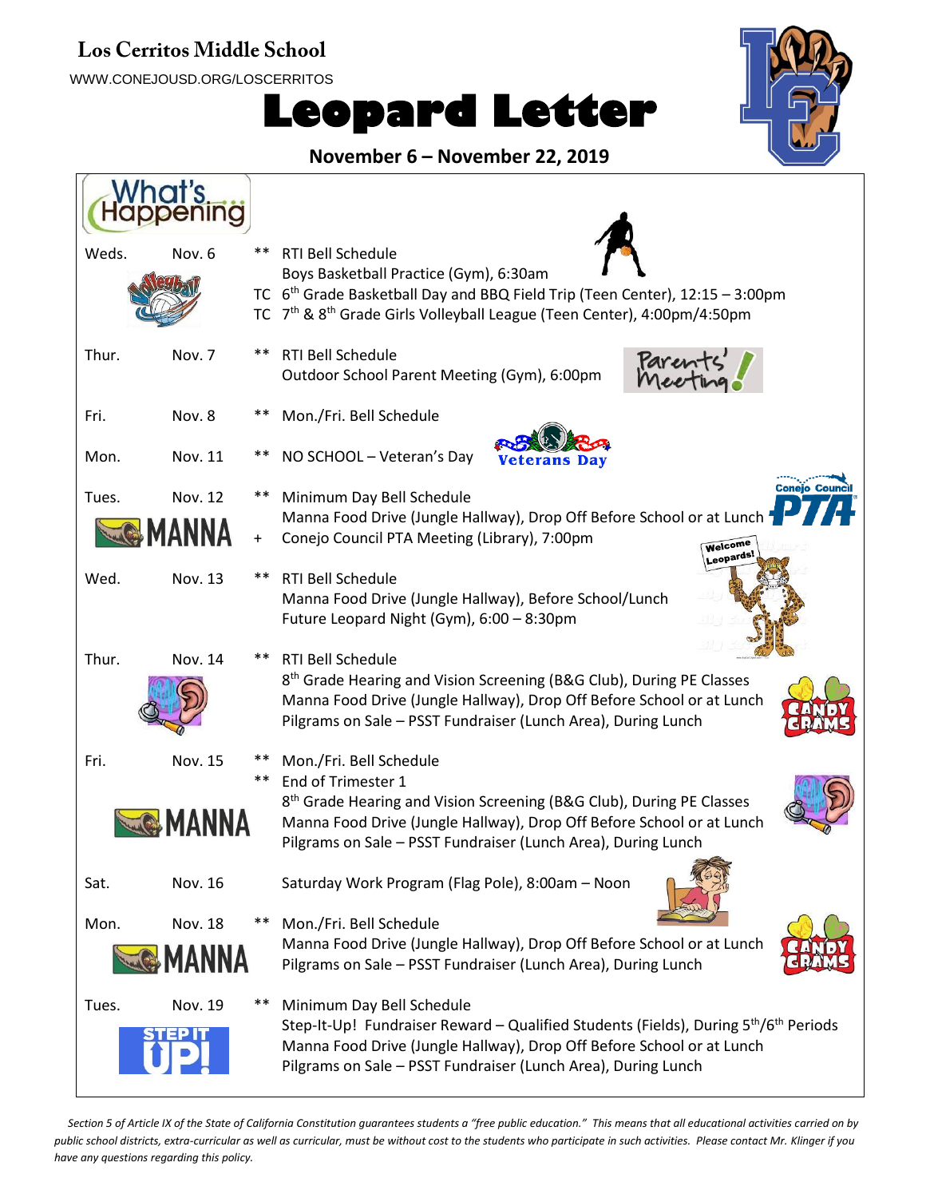**Los Cerritos Middle School**

WWW.CONEJOUSD.ORG/LOSCERRITOS

# Leopard Letter

## November 6 – November 22, 2019

### What's Happening

| Day | Date | | Event |
|---|---|---|---|
| Weds. | Nov. 6 | ** | RTI Bell Schedule |
| | | | Boys Basketball Practice (Gym), 6:30am |
| | | TC | 6th Grade Basketball Day and BBQ Field Trip (Teen Center), 12:15 – 3:00pm |
| | | TC | 7th & 8th Grade Girls Volleyball League (Teen Center), 4:00pm/4:50pm |
| Thur. | Nov. 7 | ** | RTI Bell Schedule |
| | | | Outdoor School Parent Meeting (Gym), 6:00pm |
| Fri. | Nov. 8 | ** | Mon./Fri. Bell Schedule |
| Mon. | Nov. 11 | ** | NO SCHOOL – Veteran's Day |
| Tues. | Nov. 12 | ** | Minimum Day Bell Schedule |
| | | | Manna Food Drive (Jungle Hallway), Drop Off Before School or at Lunch |
| | | + | Conejo Council PTA Meeting (Library), 7:00pm |
| Wed. | Nov. 13 | ** | RTI Bell Schedule |
| | | | Manna Food Drive (Jungle Hallway), Before School/Lunch |
| | | | Future Leopard Night (Gym), 6:00 – 8:30pm |
| Thur. | Nov. 14 | ** | RTI Bell Schedule |
| | | | 8th Grade Hearing and Vision Screening (B&G Club), During PE Classes |
| | | | Manna Food Drive (Jungle Hallway), Drop Off Before School or at Lunch |
| | | | Pilgrams on Sale – PSST Fundraiser (Lunch Area), During Lunch |
| Fri. | Nov. 15 | ** | Mon./Fri. Bell Schedule |
| | | ** | End of Trimester 1 |
| | | | 8th Grade Hearing and Vision Screening (B&G Club), During PE Classes |
| | | | Manna Food Drive (Jungle Hallway), Drop Off Before School or at Lunch |
| | | | Pilgrams on Sale – PSST Fundraiser (Lunch Area), During Lunch |
| Sat. | Nov. 16 | | Saturday Work Program (Flag Pole), 8:00am – Noon |
| Mon. | Nov. 18 | ** | Mon./Fri. Bell Schedule |
| | | | Manna Food Drive (Jungle Hallway), Drop Off Before School or at Lunch |
| | | | Pilgrams on Sale – PSST Fundraiser (Lunch Area), During Lunch |
| Tues. | Nov. 19 | ** | Minimum Day Bell Schedule |
| | | | Step-It-Up! Fundraiser Reward – Qualified Students (Fields), During 5th/6th Periods |
| | | | Manna Food Drive (Jungle Hallway), Drop Off Before School or at Lunch |
| | | | Pilgrams on Sale – PSST Fundraiser (Lunch Area), During Lunch |

*Section 5 of Article IX of the State of California Constitution guarantees students a "free public education." This means that all educational activities carried on by public school districts, extra-curricular as well as curricular, must be without cost to the students who participate in such activities. Please contact Mr. Klinger if you have any questions regarding this policy.*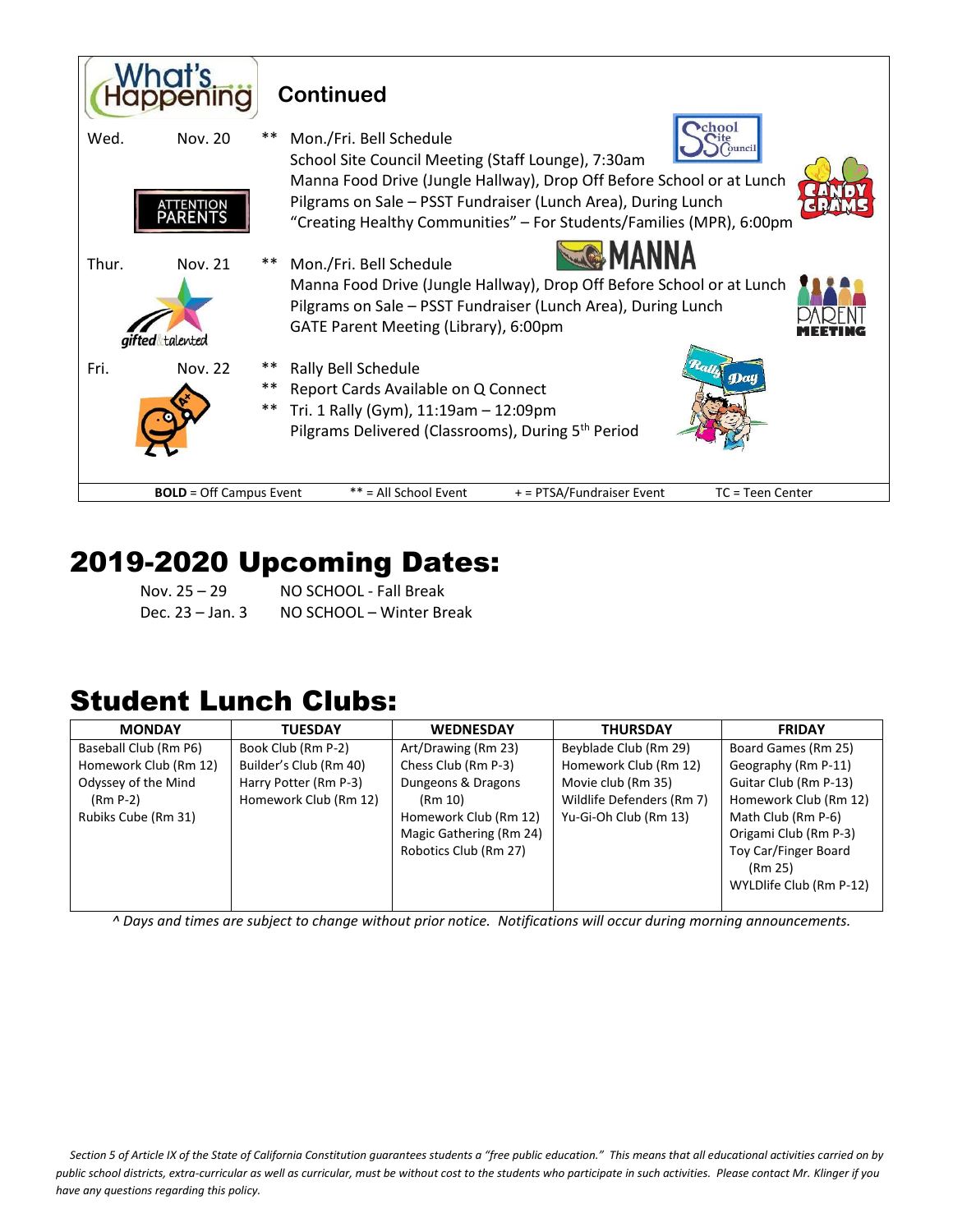## What's Happening Continued

| | | | |
|---|---|---|---|
| Wed. | Nov. 20 | ** | Mon./Fri. Bell Schedule |
| | | | School Site Council Meeting (Staff Lounge), 7:30am |
| | | | Manna Food Drive (Jungle Hallway), Drop Off Before School or at Lunch |
| | | | Pilgrams on Sale – PSST Fundraiser (Lunch Area), During Lunch |
| | | | "Creating Healthy Communities" – For Students/Families (MPR), 6:00pm |
| Thur. | Nov. 21 | ** | Mon./Fri. Bell Schedule |
| | | | Manna Food Drive (Jungle Hallway), Drop Off Before School or at Lunch |
| | | | Pilgrams on Sale – PSST Fundraiser (Lunch Area), During Lunch |
| | | | GATE Parent Meeting (Library), 6:00pm |
| Fri. | Nov. 22 | ** | Rally Bell Schedule |
| | | ** | Report Cards Available on Q Connect |
| | | ** | Tri. 1 Rally (Gym), 11:19am – 12:09pm |
| | | | Pilgrams Delivered (Classrooms), During 5th Period |

**BOLD** = Off Campus Event ** = All School Event + = PTSA/Fundraiser Event TC = Teen Center

# 2019-2020 Upcoming Dates:

Nov. 25 – 29 NO SCHOOL - Fall Break

Dec. 23 – Jan. 3 NO SCHOOL – Winter Break

# Student Lunch Clubs:

| MONDAY | TUESDAY | WEDNESDAY | THURSDAY | FRIDAY |
|---|---|---|---|---|
| Baseball Club (Rm P6)<br>Homework Club (Rm 12)<br>Odyssey of the Mind (Rm P-2)<br>Rubiks Cube (Rm 31) | Book Club (Rm P-2)<br>Builder's Club (Rm 40)<br>Harry Potter (Rm P-3)<br>Homework Club (Rm 12) | Art/Drawing (Rm 23)<br>Chess Club (Rm P-3)<br>Dungeons & Dragons (Rm 10)<br>Homework Club (Rm 12)<br>Magic Gathering (Rm 24)<br>Robotics Club (Rm 27) | Beyblade Club (Rm 29)<br>Homework Club (Rm 12)<br>Movie club (Rm 35)<br>Wildlife Defenders (Rm 7)<br>Yu-Gi-Oh Club (Rm 13) | Board Games (Rm 25)<br>Geography (Rm P-11)<br>Guitar Club (Rm P-13)<br>Homework Club (Rm 12)<br>Math Club (Rm P-6)<br>Origami Club (Rm P-3)<br>Toy Car/Finger Board (Rm 25)<br>WYLDlife Club (Rm P-12) |

*^ Days and times are subject to change without prior notice. Notifications will occur during morning announcements.*

*Section 5 of Article IX of the State of California Constitution guarantees students a "free public education." This means that all educational activities carried on by public school districts, extra-curricular as well as curricular, must be without cost to the students who participate in such activities. Please contact Mr. Klinger if you have any questions regarding this policy.*